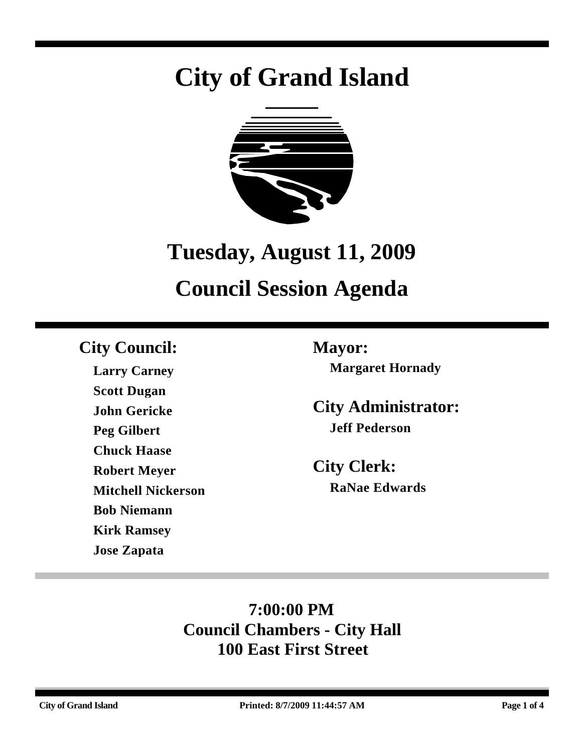# City of Grand Island

## Tuesday, August 11, 2009

## Council Session Agenda

### City Council:

**Larry Carney**
**Scott Dugan**
**John Gericke**
**Peg Gilbert**
**Chuck Haase**
**Robert Meyer**
**Mitchell Nickerson**
**Bob Niemann**
**Kirk Ramsey**
**Jose Zapata**

### Mayor:

**Margaret Hornady**

### City Administrator:

**Jeff Pederson**

### City Clerk:

**RaNae Edwards**

**7:00:00 PM**
**Council Chambers - City Hall**
**100 East First Street**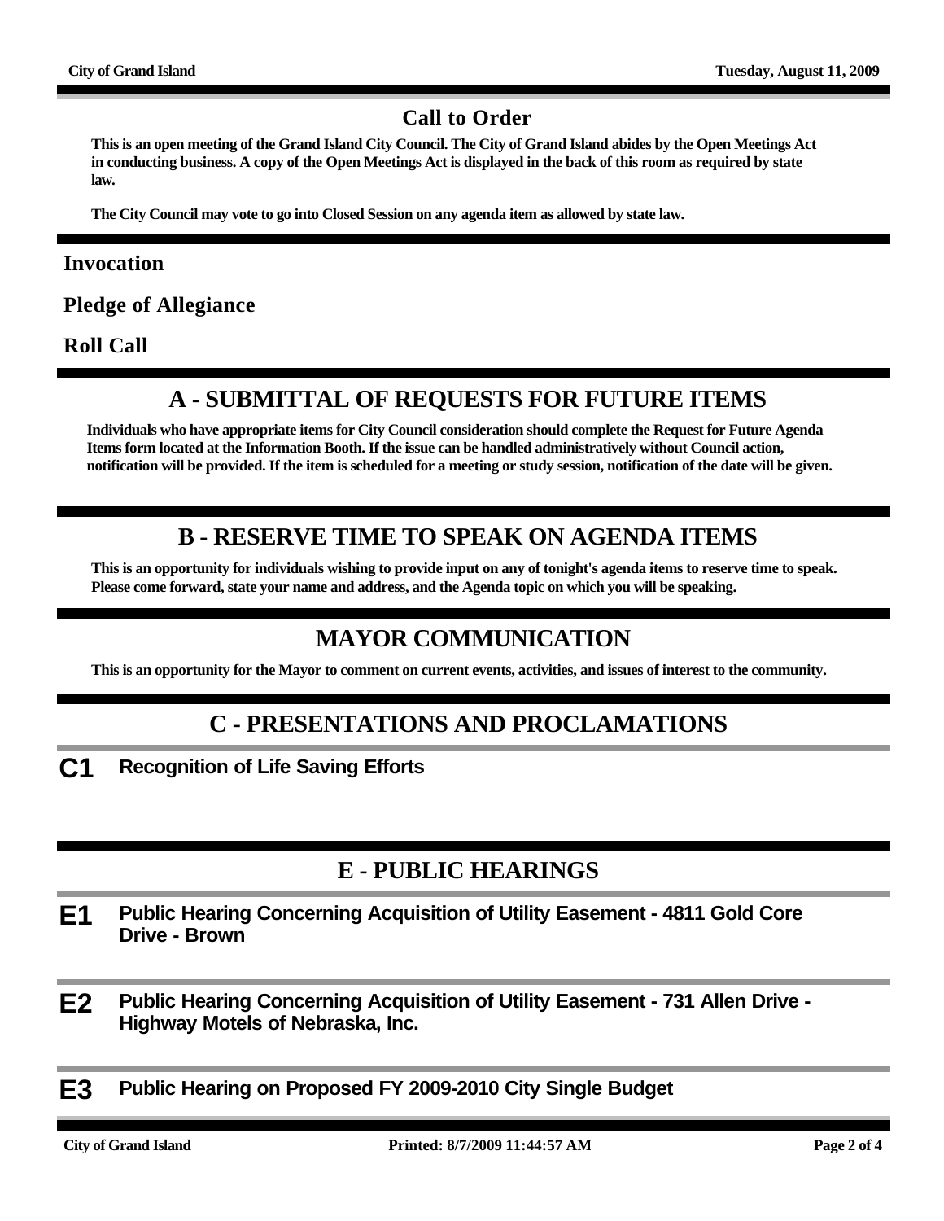## Call to Order

**This is an open meeting of the Grand Island City Council. The City of Grand Island abides by the Open Meetings Act in conducting business. A copy of the Open Meetings Act is displayed in the back of this room as required by state law.**

**The City Council may vote to go into Closed Session on any agenda item as allowed by state law.**

### Invocation

### Pledge of Allegiance

### Roll Call

## A - SUBMITTAL OF REQUESTS FOR FUTURE ITEMS

**Individuals who have appropriate items for City Council consideration should complete the Request for Future Agenda Items form located at the Information Booth. If the issue can be handled administratively without Council action, notification will be provided. If the item is scheduled for a meeting or study session, notification of the date will be given.**

## B - RESERVE TIME TO SPEAK ON AGENDA ITEMS

**This is an opportunity for individuals wishing to provide input on any of tonight's agenda items to reserve time to speak. Please come forward, state your name and address, and the Agenda topic on which you will be speaking.**

## MAYOR COMMUNICATION

**This is an opportunity for the Mayor to comment on current events, activities, and issues of interest to the community.**

## C - PRESENTATIONS AND PROCLAMATIONS

**C1** **Recognition of Life Saving Efforts**

## E - PUBLIC HEARINGS

**E1** **Public Hearing Concerning Acquisition of Utility Easement - 4811 Gold Core Drive - Brown**

**E2** **Public Hearing Concerning Acquisition of Utility Easement - 731 Allen Drive - Highway Motels of Nebraska, Inc.**

**E3** **Public Hearing on Proposed FY 2009-2010 City Single Budget**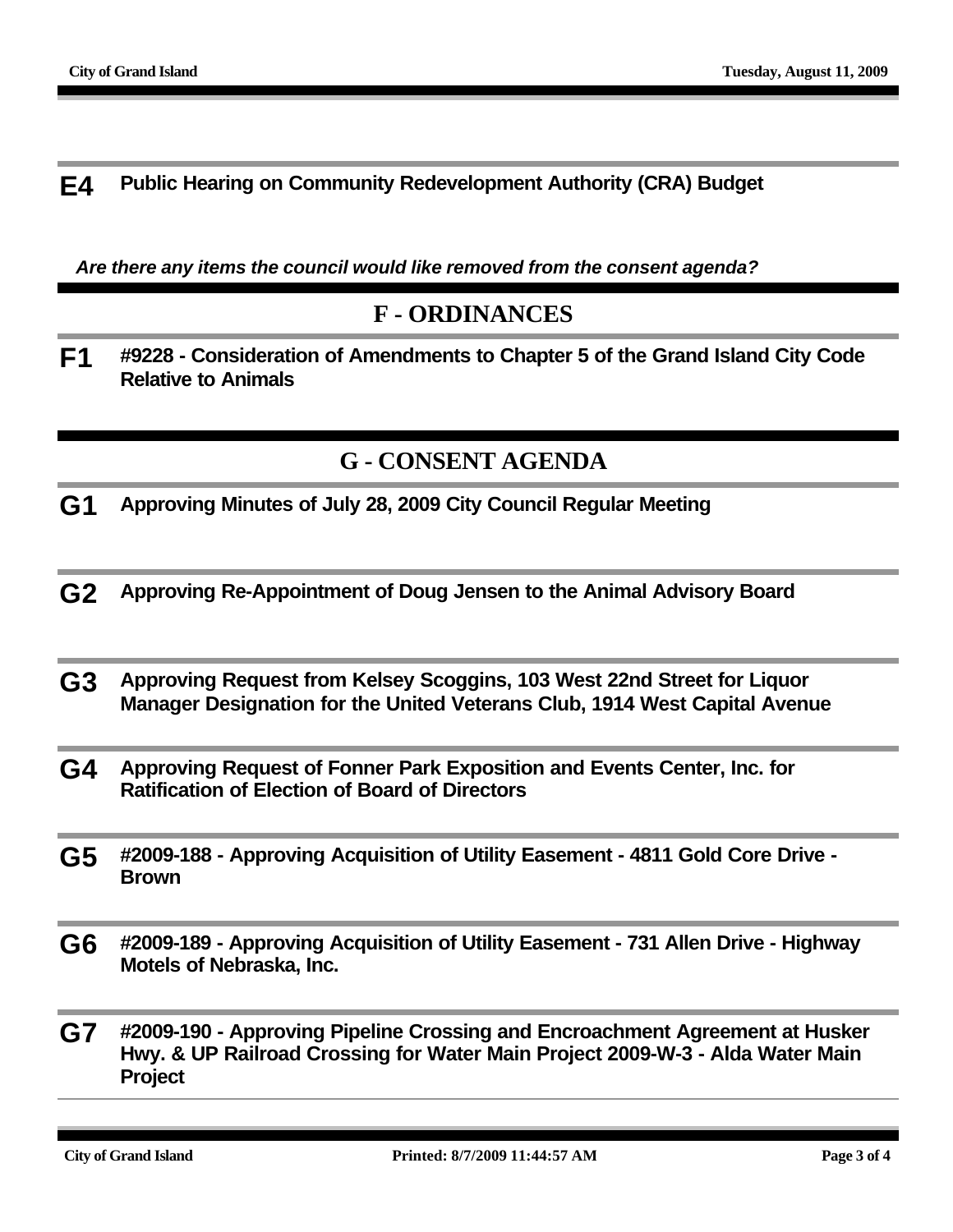**E4** **Public Hearing on Community Redevelopment Authority (CRA) Budget**

*Are there any items the council would like removed from the consent agenda?*

## F - ORDINANCES

**F1** **#9228 - Consideration of Amendments to Chapter 5 of the Grand Island City Code Relative to Animals**

## G - CONSENT AGENDA

**G1** **Approving Minutes of July 28, 2009 City Council Regular Meeting**

**G2** **Approving Re-Appointment of Doug Jensen to the Animal Advisory Board**

**G3** **Approving Request from Kelsey Scoggins, 103 West 22nd Street for Liquor Manager Designation for the United Veterans Club, 1914 West Capital Avenue**

**G4** **Approving Request of Fonner Park Exposition and Events Center, Inc. for Ratification of Election of Board of Directors**

**G5** **#2009-188 - Approving Acquisition of Utility Easement - 4811 Gold Core Drive - Brown**

**G6** **#2009-189 - Approving Acquisition of Utility Easement - 731 Allen Drive - Highway Motels of Nebraska, Inc.**

**G7** **#2009-190 - Approving Pipeline Crossing and Encroachment Agreement at Husker Hwy. & UP Railroad Crossing for Water Main Project 2009-W-3 - Alda Water Main Project**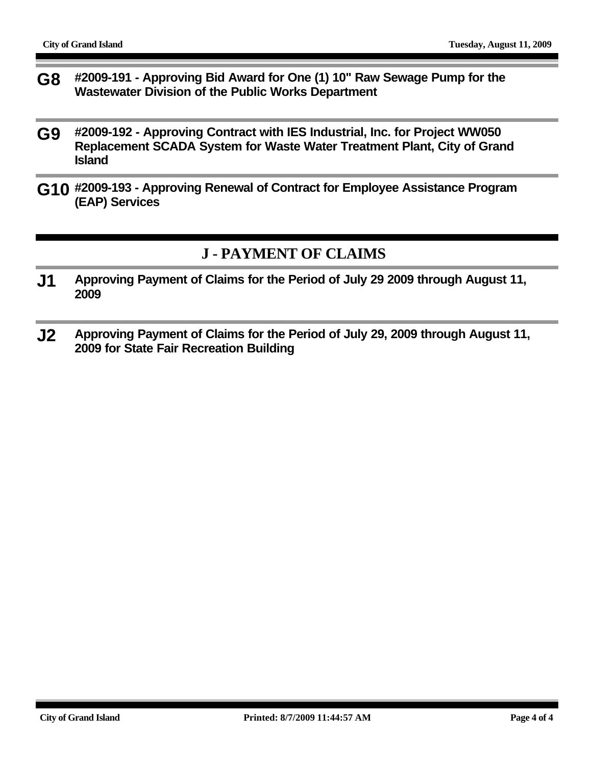**G8** **#2009-191 - Approving Bid Award for One (1) 10" Raw Sewage Pump for the Wastewater Division of the Public Works Department**

**G9** **#2009-192 - Approving Contract with IES Industrial, Inc. for Project WW050 Replacement SCADA System for Waste Water Treatment Plant, City of Grand Island**

**G10** **#2009-193 - Approving Renewal of Contract for Employee Assistance Program (EAP) Services**

## J - PAYMENT OF CLAIMS

**J1** **Approving Payment of Claims for the Period of July 29 2009 through August 11, 2009**

**J2** **Approving Payment of Claims for the Period of July 29, 2009 through August 11, 2009 for State Fair Recreation Building**